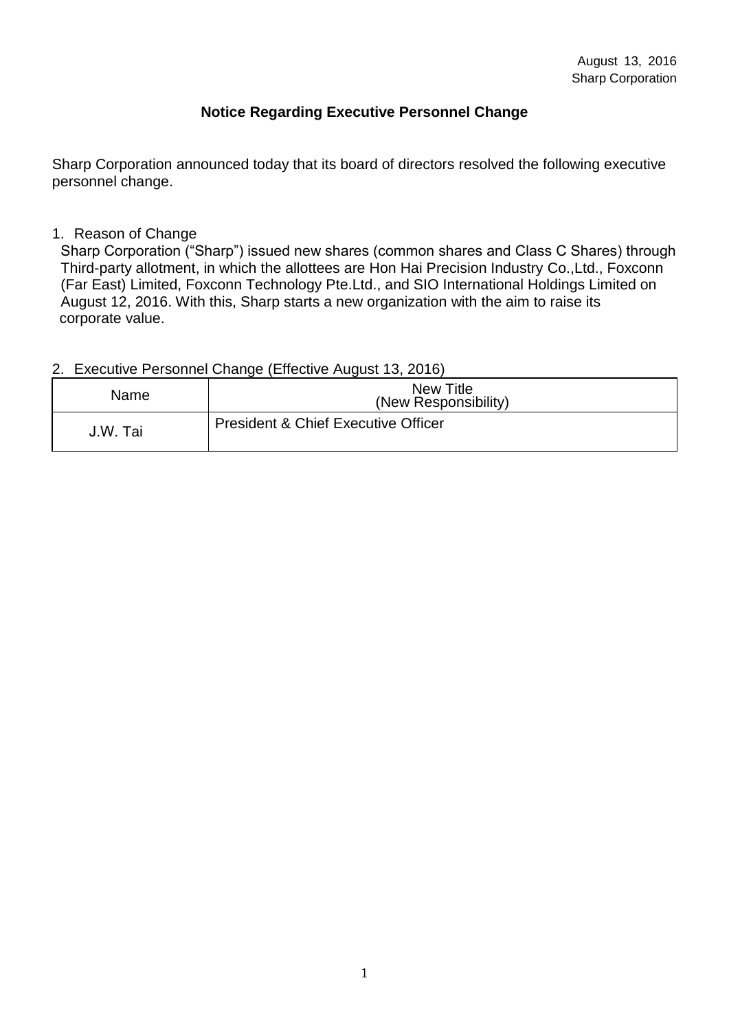August 13, 2016
Sharp Corporation

# Notice Regarding Executive Personnel Change

Sharp Corporation announced today that its board of directors resolved the following executive personnel change.

1. Reason of Change

   Sharp Corporation ("Sharp") issued new shares (common shares and Class C Shares) through Third-party allotment, in which the allottees are Hon Hai Precision Industry Co.,Ltd., Foxconn (Far East) Limited, Foxconn Technology Pte.Ltd., and SIO International Holdings Limited on August 12, 2016. With this, Sharp starts a new organization with the aim to raise its corporate value.

2. Executive Personnel Change (Effective August 13, 2016)

| Name | New Title (New Responsibility) |
| --- | --- |
| J.W. Tai | President & Chief Executive Officer |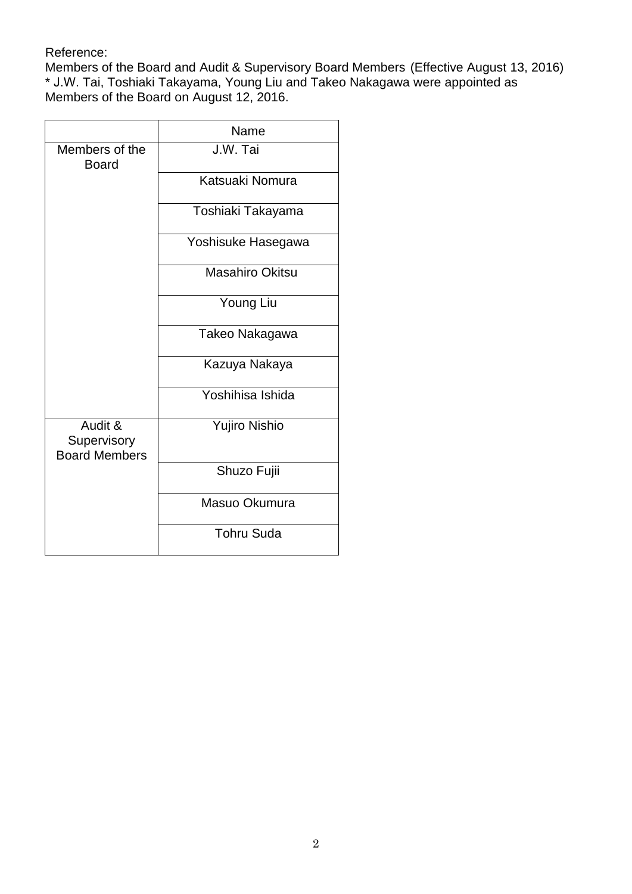Reference:
Members of the Board and Audit & Supervisory Board Members (Effective August 13, 2016)
* J.W. Tai, Toshiaki Takayama, Young Liu and Takeo Nakagawa were appointed as Members of the Board on August 12, 2016.

| | Name |
|---|---|
| Members of the Board | J.W. Tai |
| | Katsuaki Nomura |
| | Toshiaki Takayama |
| | Yoshisuke Hasegawa |
| | Masahiro Okitsu |
| | Young Liu |
| | Takeo Nakagawa |
| | Kazuya Nakaya |
| | Yoshihisa Ishida |
| Audit & Supervisory Board Members | Yujiro Nishio |
| | Shuzo Fujii |
| | Masuo Okumura |
| | Tohru Suda |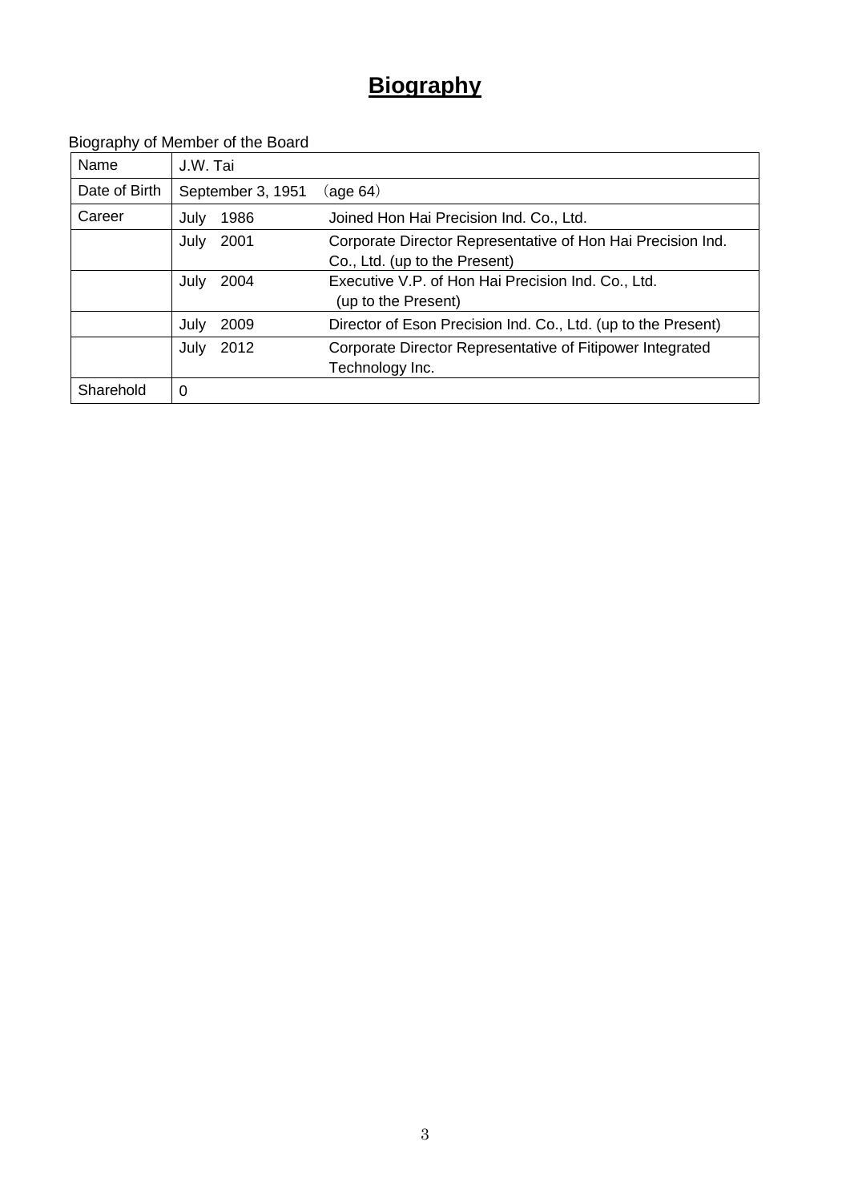# Biography

Biography of Member of the Board

| | | |
|---|---|---|
| Name | J.W. Tai | |
| Date of Birth | September 3, 1951 （age 64） | |
| Career | July 1986 | Joined Hon Hai Precision Ind. Co., Ltd. |
| | July 2001 | Corporate Director Representative of Hon Hai Precision Ind. Co., Ltd. (up to the Present) |
| | July 2004 | Executive V.P. of Hon Hai Precision Ind. Co., Ltd. (up to the Present) |
| | July 2009 | Director of Eson Precision Ind. Co., Ltd. (up to the Present) |
| | July 2012 | Corporate Director Representative of Fitipower Integrated Technology Inc. |
| Sharehold | 0 | |